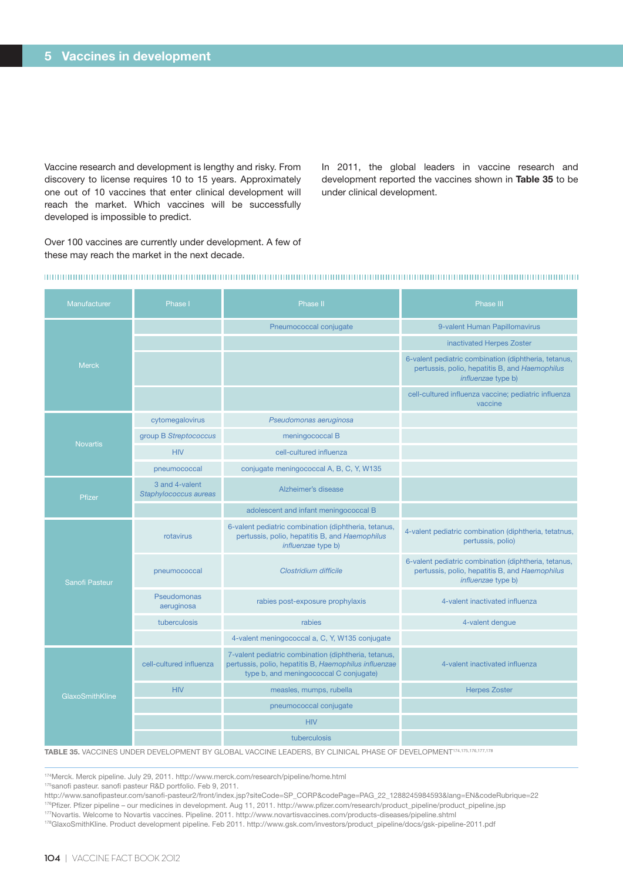# 5 Vaccines in development

Vaccine research and development is lengthy and risky. From discovery to license requires 10 to 15 years. Approximately one out of 10 vaccines that enter clinical development will reach the market. Which vaccines will be successfully developed is impossible to predict.

Over 100 vaccines are currently under development. A few of these may reach the market in the next decade.

In 2011, the global leaders in vaccine research and development reported the vaccines shown in **Table 35** to be under clinical development.

| Manufacturer | Phase I | Phase II | Phase III |
|---|---|---|---|
| Merck | | Pneumococcal conjugate | 9-valent Human Papillomavirus |
| | | | inactivated Herpes Zoster |
| | | | 6-valent pediatric combination (diphtheria, tetanus, pertussis, polio, hepatitis B, and *Haemophilus influenzae* type b) |
| | | | cell-cultured influenza vaccine; pediatric influenza vaccine |
| Novartis | cytomegalovirus | *Pseudomonas aeruginosa* | |
| | group B *Streptococcus* | meningococcal B | |
| | HIV | cell-cultured influenza | |
| | pneumococcal | conjugate meningococcal A, B, C, Y, W135 | |
| Pfizer | 3 and 4-valent *Staphylococcus aureas* | Alzheimer's disease | |
| | | adolescent and infant meningococcal B | |
| Sanofi Pasteur | rotavirus | 6-valent pediatric combination (diphtheria, tetanus, pertussis, polio, hepatitis B, and *Haemophilus influenzae* type b) | 4-valent pediatric combination (diphtheria, tetatnus, pertussis, polio) |
| | pneumococcal | *Clostridium difficile* | 6-valent pediatric combination (diphtheria, tetanus, pertussis, polio, hepatitis B, and *Haemophilus influenzae* type b) |
| | Pseudomonas aeruginosa | rabies post-exposure prophylaxis | 4-valent inactivated influenza |
| | tuberculosis | rabies | 4-valent dengue |
| | | 4-valent meningococcal a, C, Y, W135 conjugate | |
| GlaxoSmithKline | cell-cultured influenza | 7-valent pediatric combination (diphtheria, tetanus, pertussis, polio, hepatitis B, *Haemophilus influenzae* type b, and meningococcal C conjugate) | 4-valent inactivated influenza |
| | HIV | measles, mumps, rubella | Herpes Zoster |
| | | pneumococcal conjugate | |
| | | HIV | |
| | | tuberculosis | |

**TABLE 35.** VACCINES UNDER DEVELOPMENT BY GLOBAL VACCINE LEADERS, BY CLINICAL PHASE OF DEVELOPMENT[174,175,176,177,178]

[174] Merck. Merck pipeline. July 29, 2011. http://www.merck.com/research/pipeline/home.html

[175] sanofi pasteur. sanofi pasteur R&D portfolio. Feb 9, 2011. http://www.sanofipasteur.com/sanofi-pasteur2/front/index.jsp?siteCode=SP_CORP&codePage=PAG_22_1288245984593&lang=EN&codeRubrique=22

[176] Pfizer. Pfizer pipeline – our medicines in development. Aug 11, 2011. http://www.pfizer.com/research/product_pipeline/product_pipeline.jsp

[177] Novartis. Welcome to Novartis vaccines. Pipeline. 2011. http://www.novartisvaccines.com/products-diseases/pipeline.shtml

[178] GlaxoSmithKline. Product development pipeline. Feb 2011. http://www.gsk.com/investors/product_pipeline/docs/gsk-pipeline-2011.pdf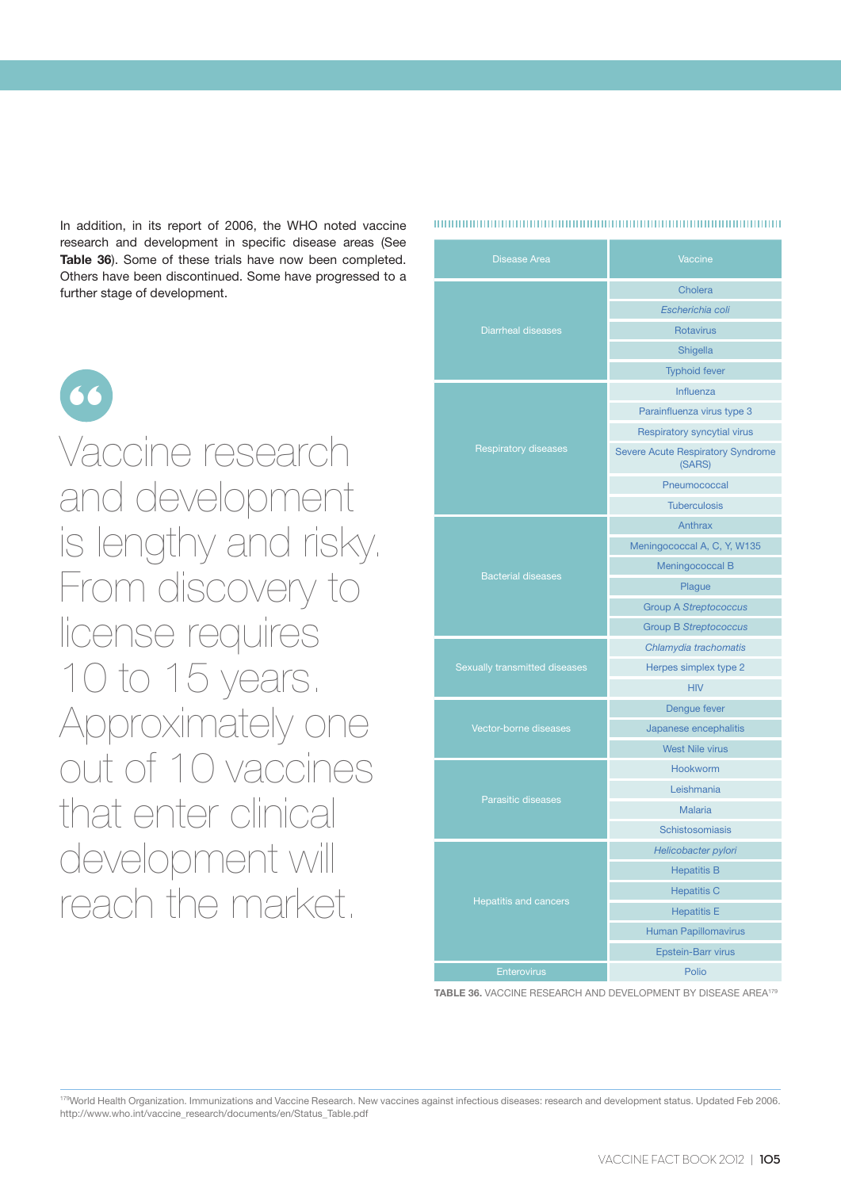In addition, in its report of 2006, the WHO noted vaccine research and development in specific disease areas (See **Table 36**). Some of these trials have now been completed. Others have been discontinued. Some have progressed to a further stage of development.

> Vaccine research and development is lengthy and risky. From discovery to license requires 10 to 15 years. Approximately one out of 10 vaccines that enter clinical development will reach the market.

| Disease Area | Vaccine |
|---|---|
| Diarrheal diseases | Cholera |
| | *Escherichia coli* |
| | Rotavirus |
| | Shigella |
| | Typhoid fever |
| Respiratory diseases | Influenza |
| | Parainfluenza virus type 3 |
| | Respiratory syncytial virus |
| | Severe Acute Respiratory Syndrome (SARS) |
| | Pneumococcal |
| | Tuberculosis |
| Bacterial diseases | Anthrax |
| | Meningococcal A, C, Y, W135 |
| | Meningococcal B |
| | Plague |
| | Group A *Streptococcus* |
| | Group B *Streptococcus* |
| Sexually transmitted diseases | *Chlamydia trachomatis* |
| | Herpes simplex type 2 |
| | HIV |
| Vector-borne diseases | Dengue fever |
| | Japanese encephalitis |
| | West Nile virus |
| Parasitic diseases | Hookworm |
| | Leishmania |
| | Malaria |
| | Schistosomiasis |
| Hepatitis and cancers | *Helicobacter pylori* |
| | Hepatitis B |
| | Hepatitis C |
| | Hepatitis E |
| | Human Papillomavirus |
| | Epstein-Barr virus |
| Enterovirus | Polio |

**TABLE 36.** VACCINE RESEARCH AND DEVELOPMENT BY DISEASE AREA[179]

[179]World Health Organization. Immunizations and Vaccine Research. New vaccines against infectious diseases: research and development status. Updated Feb 2006. http://www.who.int/vaccine_research/documents/en/Status_Table.pdf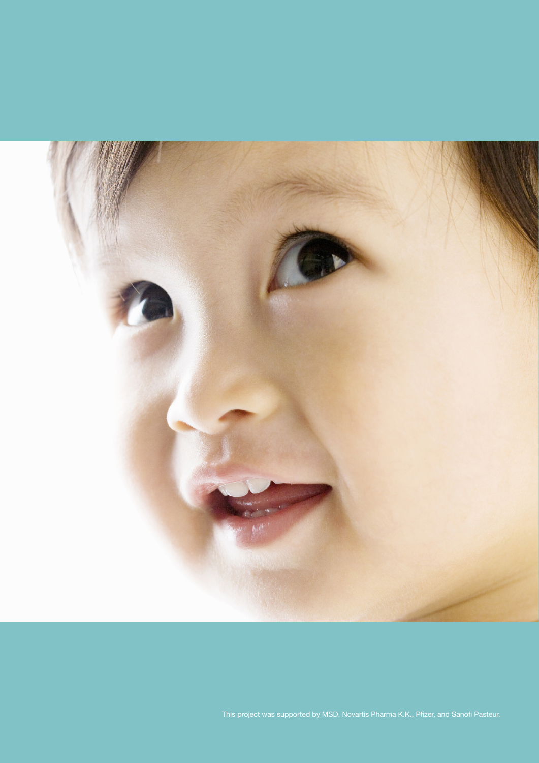This project was supported by MSD, Novartis Pharma K.K., Pfizer, and Sanofi Pasteur.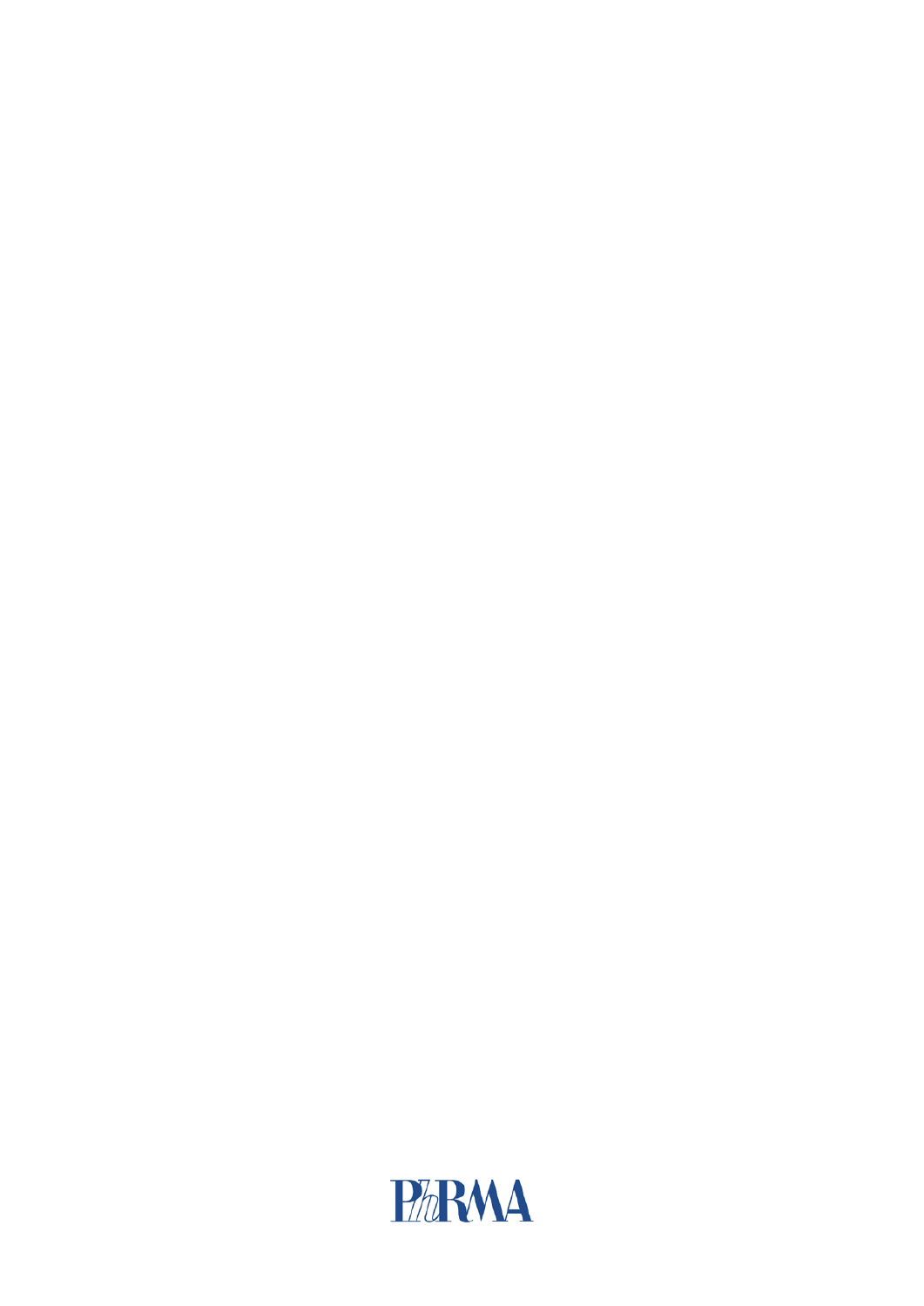PhRMA